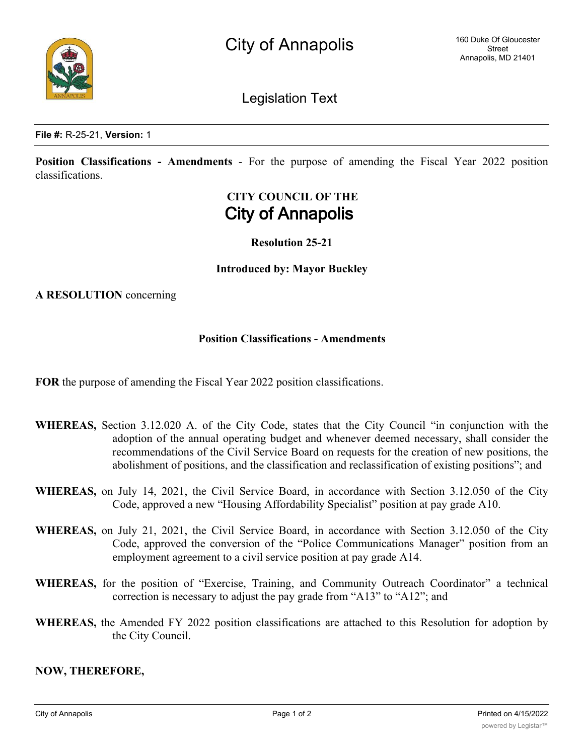City of Annapolis

160 Duke Of Gloucester Street
Annapolis, MD 21401

Legislation Text

**File #:** R-25-21, **Version:** 1

**Position Classifications - Amendments** - For the purpose of amending the Fiscal Year 2022 position classifications.

**CITY COUNCIL OF THE**
# City of Annapolis

**Resolution 25-21**

**Introduced by: Mayor Buckley**

**A RESOLUTION** concerning

**Position Classifications - Amendments**

**FOR** the purpose of amending the Fiscal Year 2022 position classifications.

**WHEREAS,** Section 3.12.020 A. of the City Code, states that the City Council "in conjunction with the adoption of the annual operating budget and whenever deemed necessary, shall consider the recommendations of the Civil Service Board on requests for the creation of new positions, the abolishment of positions, and the classification and reclassification of existing positions"; and

**WHEREAS,** on July 14, 2021, the Civil Service Board, in accordance with Section 3.12.050 of the City Code, approved a new "Housing Affordability Specialist" position at pay grade A10.

**WHEREAS,** on July 21, 2021, the Civil Service Board, in accordance with Section 3.12.050 of the City Code, approved the conversion of the "Police Communications Manager" position from an employment agreement to a civil service position at pay grade A14.

**WHEREAS,** for the position of "Exercise, Training, and Community Outreach Coordinator" a technical correction is necessary to adjust the pay grade from "A13" to "A12"; and

**WHEREAS,** the Amended FY 2022 position classifications are attached to this Resolution for adoption by the City Council.

**NOW, THEREFORE,**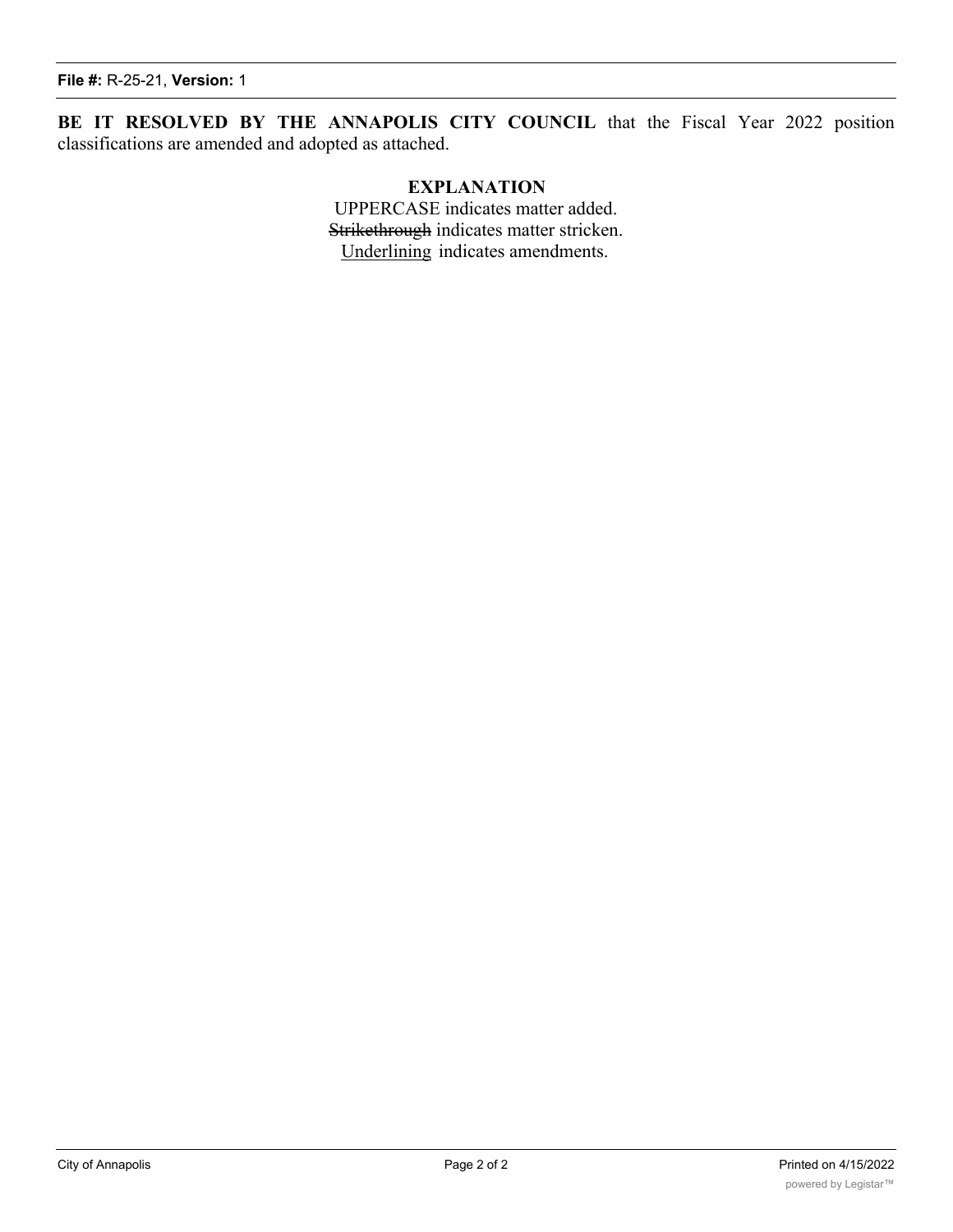**BE IT RESOLVED BY THE ANNAPOLIS CITY COUNCIL** that the Fiscal Year 2022 position classifications are amended and adopted as attached.

**EXPLANATION**

UPPERCASE indicates matter added.
~~Strikethrough~~ indicates matter stricken.
<u>Underlining</u> indicates amendments.